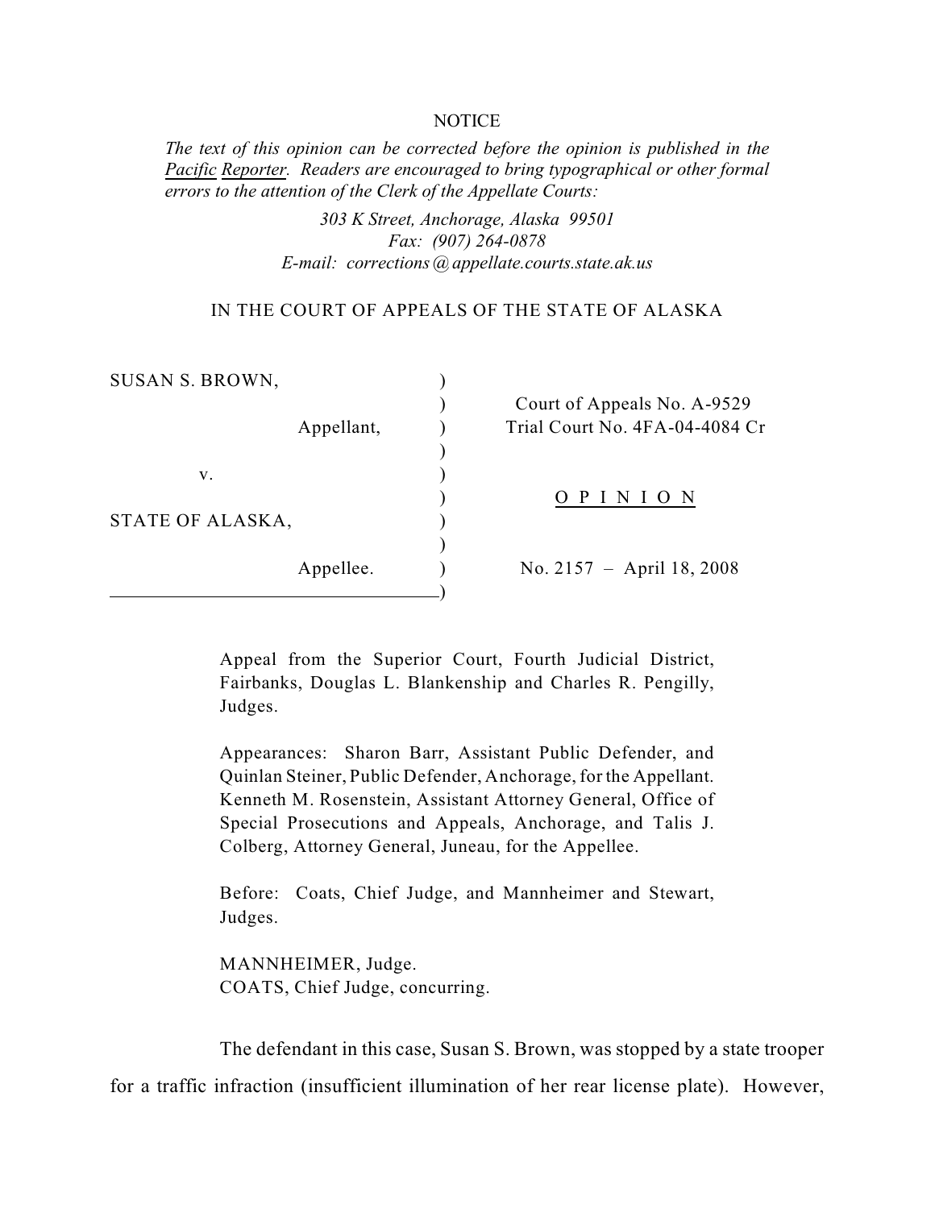NOTICE

*The text of this opinion can be corrected before the opinion is published in the Pacific Reporter. Readers are encouraged to bring typographical or other formal errors to the attention of the Clerk of the Appellate Courts:*

*303 K Street, Anchorage, Alaska 99501*
*Fax: (907) 264-0878*
*E-mail: corrections@appellate.courts.state.ak.us*

IN THE COURT OF APPEALS OF THE STATE OF ALASKA

| | |
|---|---|
| SUSAN S. BROWN, Appellant, | Court of Appeals No. A-9529 |
| | Trial Court No. 4FA-04-4084 Cr |
| v. | |
| STATE OF ALASKA, Appellee. | OPINION |
| | No. 2157 – April 18, 2008 |

Appeal from the Superior Court, Fourth Judicial District, Fairbanks, Douglas L. Blankenship and Charles R. Pengilly, Judges.

Appearances: Sharon Barr, Assistant Public Defender, and Quinlan Steiner, Public Defender, Anchorage, for the Appellant. Kenneth M. Rosenstein, Assistant Attorney General, Office of Special Prosecutions and Appeals, Anchorage, and Talis J. Colberg, Attorney General, Juneau, for the Appellee.

Before: Coats, Chief Judge, and Mannheimer and Stewart, Judges.

MANNHEIMER, Judge.
COATS, Chief Judge, concurring.

The defendant in this case, Susan S. Brown, was stopped by a state trooper for a traffic infraction (insufficient illumination of her rear license plate). However,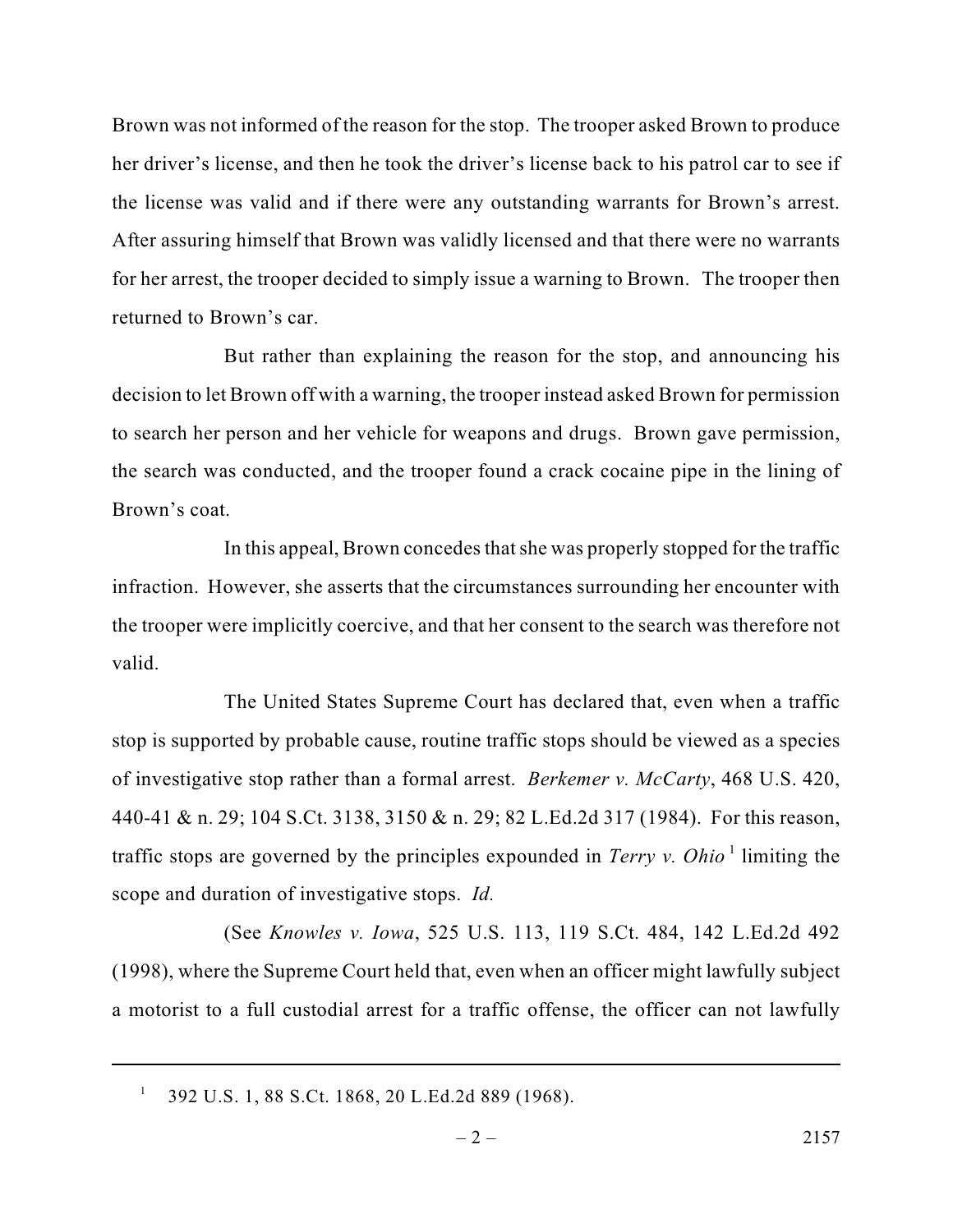Brown was not informed of the reason for the stop. The trooper asked Brown to produce her driver's license, and then he took the driver's license back to his patrol car to see if the license was valid and if there were any outstanding warrants for Brown's arrest. After assuring himself that Brown was validly licensed and that there were no warrants for her arrest, the trooper decided to simply issue a warning to Brown. The trooper then returned to Brown's car.

But rather than explaining the reason for the stop, and announcing his decision to let Brown off with a warning, the trooper instead asked Brown for permission to search her person and her vehicle for weapons and drugs. Brown gave permission, the search was conducted, and the trooper found a crack cocaine pipe in the lining of Brown's coat.

In this appeal, Brown concedes that she was properly stopped for the traffic infraction. However, she asserts that the circumstances surrounding her encounter with the trooper were implicitly coercive, and that her consent to the search was therefore not valid.

The United States Supreme Court has declared that, even when a traffic stop is supported by probable cause, routine traffic stops should be viewed as a species of investigative stop rather than a formal arrest. *Berkemer v. McCarty*, 468 U.S. 420, 440-41 & n. 29; 104 S.Ct. 3138, 3150 & n. 29; 82 L.Ed.2d 317 (1984). For this reason, traffic stops are governed by the principles expounded in *Terry v. Ohio* [1] limiting the scope and duration of investigative stops. *Id.*

(See *Knowles v. Iowa*, 525 U.S. 113, 119 S.Ct. 484, 142 L.Ed.2d 492 (1998), where the Supreme Court held that, even when an officer might lawfully subject a motorist to a full custodial arrest for a traffic offense, the officer can not lawfully

---

[1] 392 U.S. 1, 88 S.Ct. 1868, 20 L.Ed.2d 889 (1968).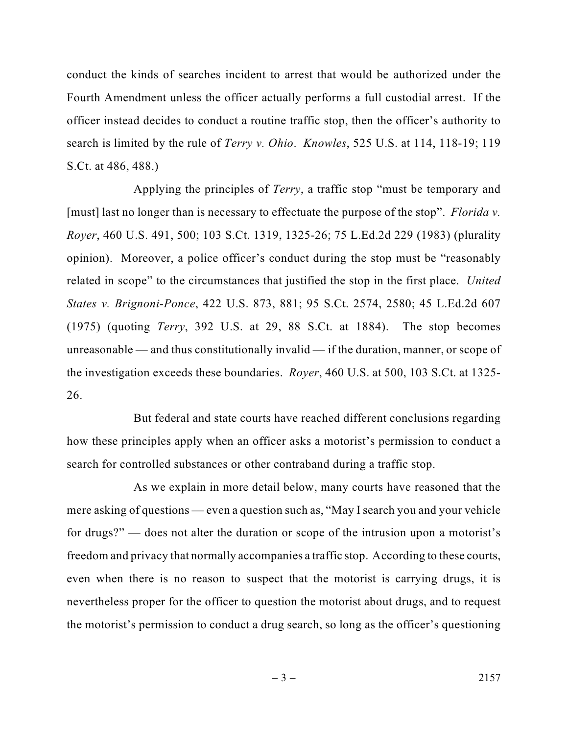conduct the kinds of searches incident to arrest that would be authorized under the Fourth Amendment unless the officer actually performs a full custodial arrest. If the officer instead decides to conduct a routine traffic stop, then the officer's authority to search is limited by the rule of *Terry v. Ohio*. *Knowles*, 525 U.S. at 114, 118-19; 119 S.Ct. at 486, 488.)

Applying the principles of *Terry*, a traffic stop "must be temporary and [must] last no longer than is necessary to effectuate the purpose of the stop". *Florida v. Royer*, 460 U.S. 491, 500; 103 S.Ct. 1319, 1325-26; 75 L.Ed.2d 229 (1983) (plurality opinion). Moreover, a police officer's conduct during the stop must be "reasonably related in scope" to the circumstances that justified the stop in the first place. *United States v. Brignoni-Ponce*, 422 U.S. 873, 881; 95 S.Ct. 2574, 2580; 45 L.Ed.2d 607 (1975) (quoting *Terry*, 392 U.S. at 29, 88 S.Ct. at 1884). The stop becomes unreasonable — and thus constitutionally invalid — if the duration, manner, or scope of the investigation exceeds these boundaries. *Royer*, 460 U.S. at 500, 103 S.Ct. at 1325-26.

But federal and state courts have reached different conclusions regarding how these principles apply when an officer asks a motorist's permission to conduct a search for controlled substances or other contraband during a traffic stop.

As we explain in more detail below, many courts have reasoned that the mere asking of questions — even a question such as, "May I search you and your vehicle for drugs?" — does not alter the duration or scope of the intrusion upon a motorist's freedom and privacy that normally accompanies a traffic stop. According to these courts, even when there is no reason to suspect that the motorist is carrying drugs, it is nevertheless proper for the officer to question the motorist about drugs, and to request the motorist's permission to conduct a drug search, so long as the officer's questioning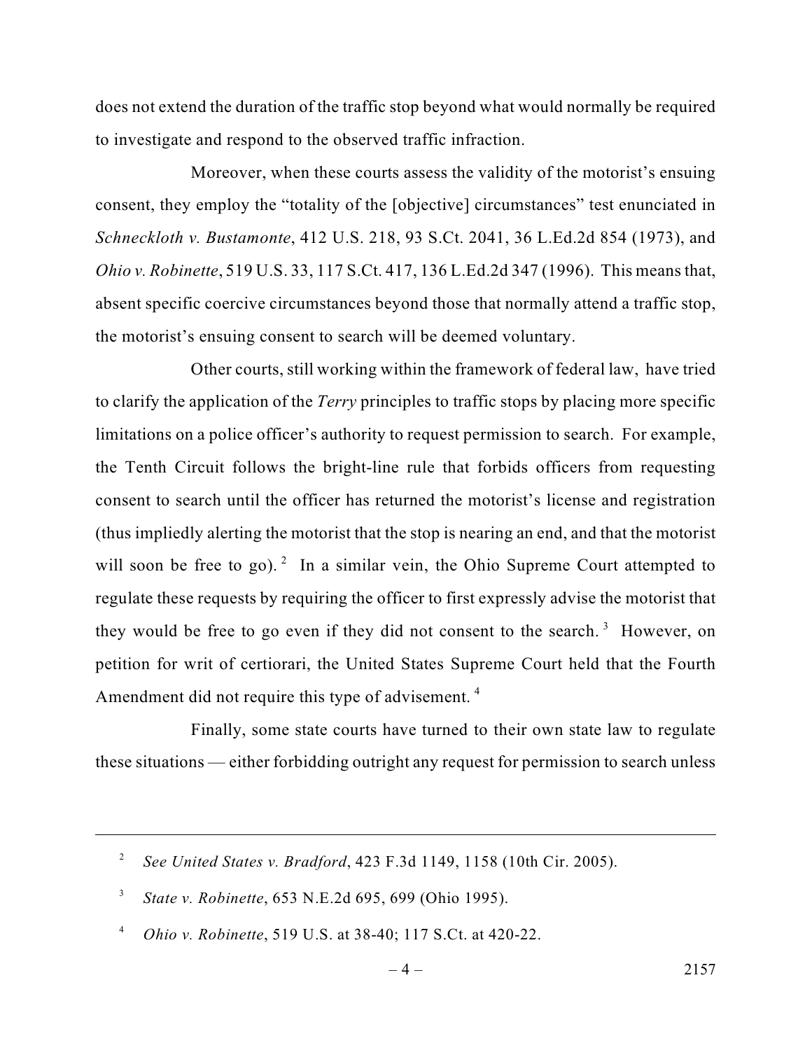does not extend the duration of the traffic stop beyond what would normally be required to investigate and respond to the observed traffic infraction.

Moreover, when these courts assess the validity of the motorist's ensuing consent, they employ the "totality of the [objective] circumstances" test enunciated in *Schneckloth v. Bustamonte*, 412 U.S. 218, 93 S.Ct. 2041, 36 L.Ed.2d 854 (1973), and *Ohio v. Robinette*, 519 U.S. 33, 117 S.Ct. 417, 136 L.Ed.2d 347 (1996). This means that, absent specific coercive circumstances beyond those that normally attend a traffic stop, the motorist's ensuing consent to search will be deemed voluntary.

Other courts, still working within the framework of federal law, have tried to clarify the application of the *Terry* principles to traffic stops by placing more specific limitations on a police officer's authority to request permission to search. For example, the Tenth Circuit follows the bright-line rule that forbids officers from requesting consent to search until the officer has returned the motorist's license and registration (thus impliedly alerting the motorist that the stop is nearing an end, and that the motorist will soon be free to go).[2] In a similar vein, the Ohio Supreme Court attempted to regulate these requests by requiring the officer to first expressly advise the motorist that they would be free to go even if they did not consent to the search.[3] However, on petition for writ of certiorari, the United States Supreme Court held that the Fourth Amendment did not require this type of advisement.[4]

Finally, some state courts have turned to their own state law to regulate these situations — either forbidding outright any request for permission to search unless

---

[2] *See United States v. Bradford*, 423 F.3d 1149, 1158 (10th Cir. 2005).

[3] *State v. Robinette*, 653 N.E.2d 695, 699 (Ohio 1995).

[4] *Ohio v. Robinette*, 519 U.S. at 38-40; 117 S.Ct. at 420-22.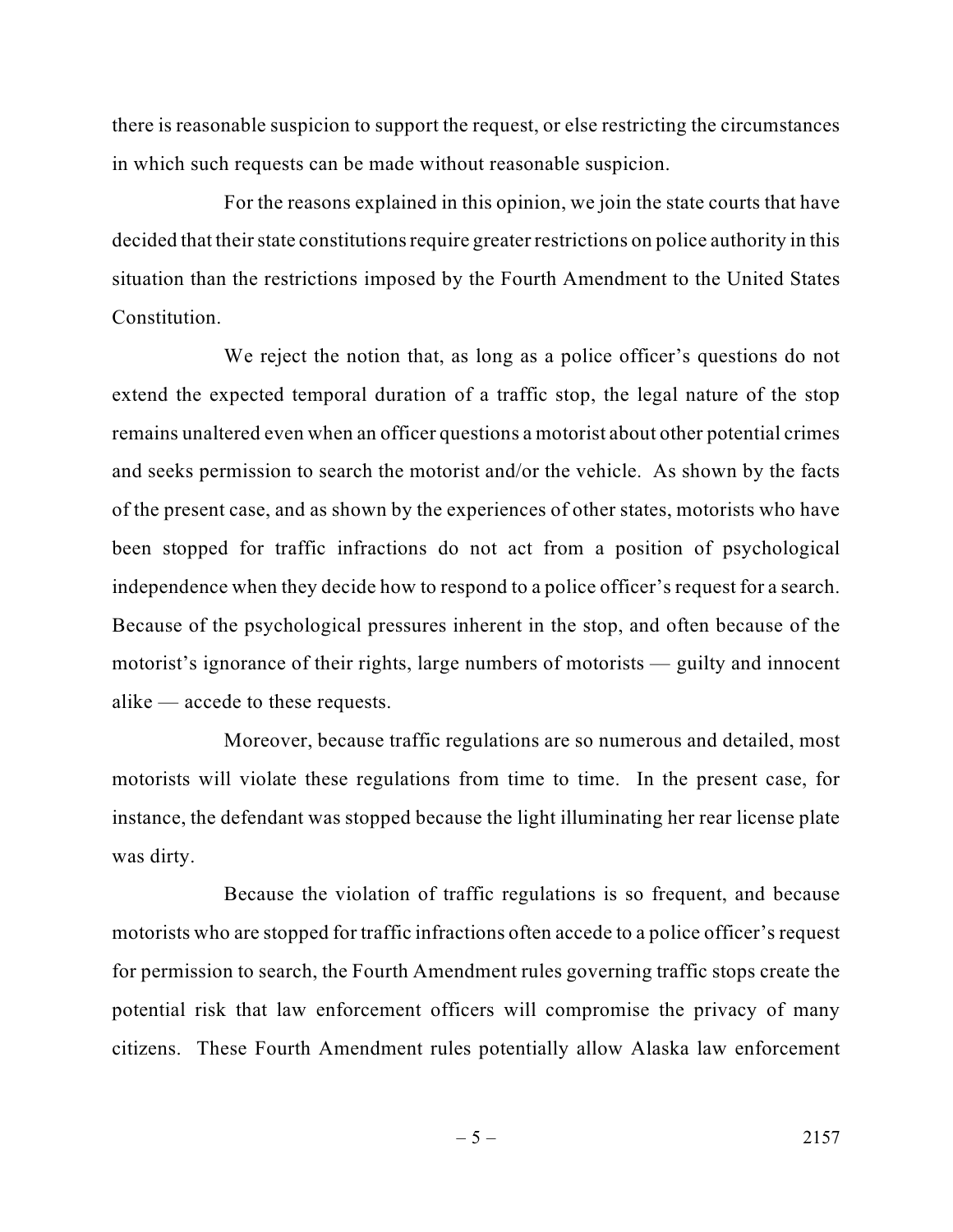there is reasonable suspicion to support the request, or else restricting the circumstances in which such requests can be made without reasonable suspicion.

For the reasons explained in this opinion, we join the state courts that have decided that their state constitutions require greater restrictions on police authority in this situation than the restrictions imposed by the Fourth Amendment to the United States Constitution.

We reject the notion that, as long as a police officer's questions do not extend the expected temporal duration of a traffic stop, the legal nature of the stop remains unaltered even when an officer questions a motorist about other potential crimes and seeks permission to search the motorist and/or the vehicle. As shown by the facts of the present case, and as shown by the experiences of other states, motorists who have been stopped for traffic infractions do not act from a position of psychological independence when they decide how to respond to a police officer's request for a search. Because of the psychological pressures inherent in the stop, and often because of the motorist's ignorance of their rights, large numbers of motorists — guilty and innocent alike — accede to these requests.

Moreover, because traffic regulations are so numerous and detailed, most motorists will violate these regulations from time to time. In the present case, for instance, the defendant was stopped because the light illuminating her rear license plate was dirty.

Because the violation of traffic regulations is so frequent, and because motorists who are stopped for traffic infractions often accede to a police officer's request for permission to search, the Fourth Amendment rules governing traffic stops create the potential risk that law enforcement officers will compromise the privacy of many citizens. These Fourth Amendment rules potentially allow Alaska law enforcement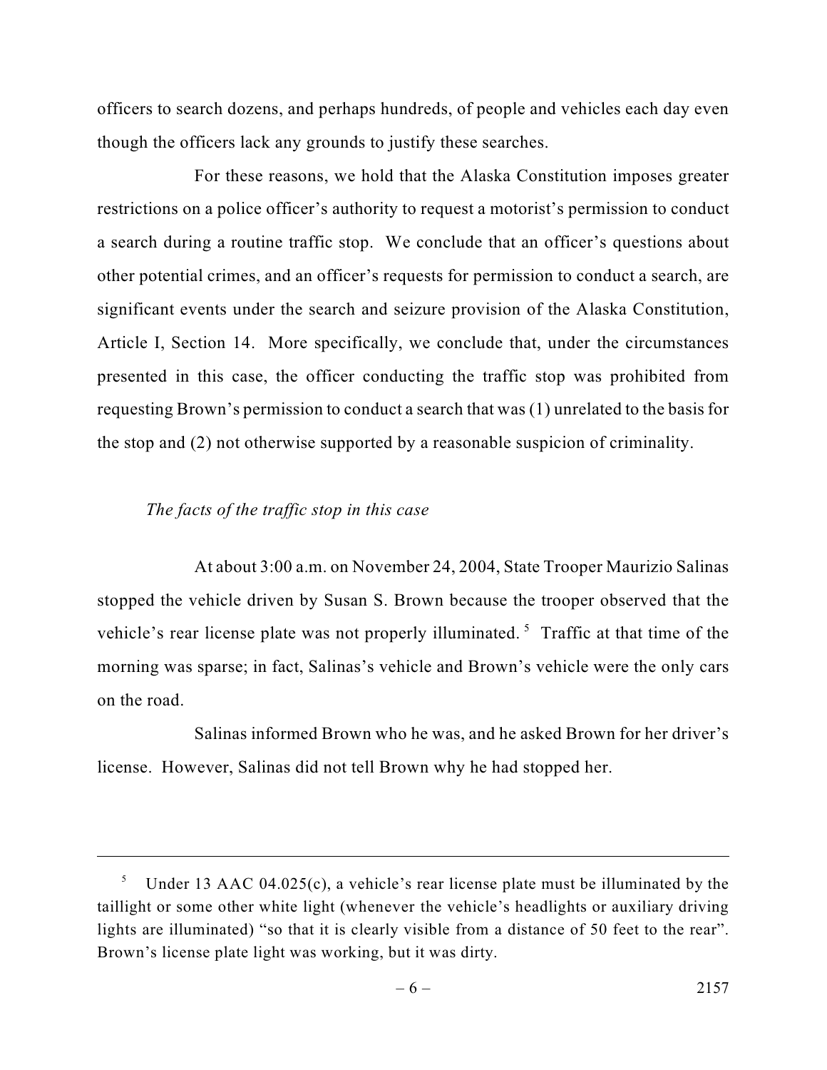officers to search dozens, and perhaps hundreds, of people and vehicles each day even though the officers lack any grounds to justify these searches.

For these reasons, we hold that the Alaska Constitution imposes greater restrictions on a police officer's authority to request a motorist's permission to conduct a search during a routine traffic stop. We conclude that an officer's questions about other potential crimes, and an officer's requests for permission to conduct a search, are significant events under the search and seizure provision of the Alaska Constitution, Article I, Section 14. More specifically, we conclude that, under the circumstances presented in this case, the officer conducting the traffic stop was prohibited from requesting Brown's permission to conduct a search that was (1) unrelated to the basis for the stop and (2) not otherwise supported by a reasonable suspicion of criminality.

*The facts of the traffic stop in this case*

At about 3:00 a.m. on November 24, 2004, State Trooper Maurizio Salinas stopped the vehicle driven by Susan S. Brown because the trooper observed that the vehicle's rear license plate was not properly illuminated. [5] Traffic at that time of the morning was sparse; in fact, Salinas's vehicle and Brown's vehicle were the only cars on the road.

Salinas informed Brown who he was, and he asked Brown for her driver's license. However, Salinas did not tell Brown why he had stopped her.

---

[5] Under 13 AAC 04.025(c), a vehicle's rear license plate must be illuminated by the taillight or some other white light (whenever the vehicle's headlights or auxiliary driving lights are illuminated) "so that it is clearly visible from a distance of 50 feet to the rear". Brown's license plate light was working, but it was dirty.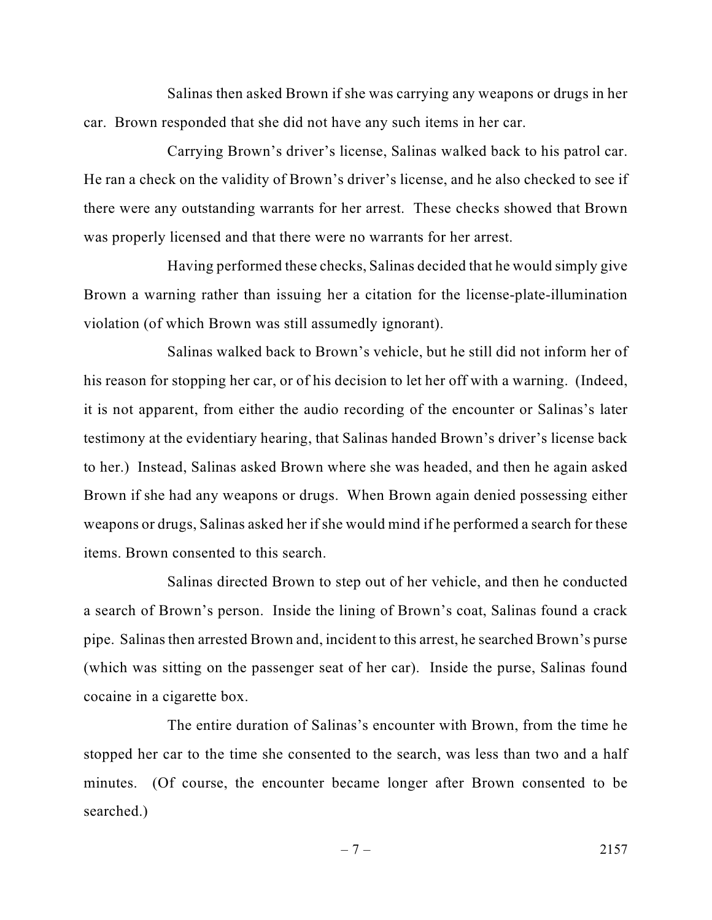Salinas then asked Brown if she was carrying any weapons or drugs in her car. Brown responded that she did not have any such items in her car.

Carrying Brown's driver's license, Salinas walked back to his patrol car. He ran a check on the validity of Brown's driver's license, and he also checked to see if there were any outstanding warrants for her arrest. These checks showed that Brown was properly licensed and that there were no warrants for her arrest.

Having performed these checks, Salinas decided that he would simply give Brown a warning rather than issuing her a citation for the license-plate-illumination violation (of which Brown was still assumedly ignorant).

Salinas walked back to Brown's vehicle, but he still did not inform her of his reason for stopping her car, or of his decision to let her off with a warning. (Indeed, it is not apparent, from either the audio recording of the encounter or Salinas's later testimony at the evidentiary hearing, that Salinas handed Brown's driver's license back to her.) Instead, Salinas asked Brown where she was headed, and then he again asked Brown if she had any weapons or drugs. When Brown again denied possessing either weapons or drugs, Salinas asked her if she would mind if he performed a search for these items. Brown consented to this search.

Salinas directed Brown to step out of her vehicle, and then he conducted a search of Brown's person. Inside the lining of Brown's coat, Salinas found a crack pipe. Salinas then arrested Brown and, incident to this arrest, he searched Brown's purse (which was sitting on the passenger seat of her car). Inside the purse, Salinas found cocaine in a cigarette box.

The entire duration of Salinas's encounter with Brown, from the time he stopped her car to the time she consented to the search, was less than two and a half minutes. (Of course, the encounter became longer after Brown consented to be searched.)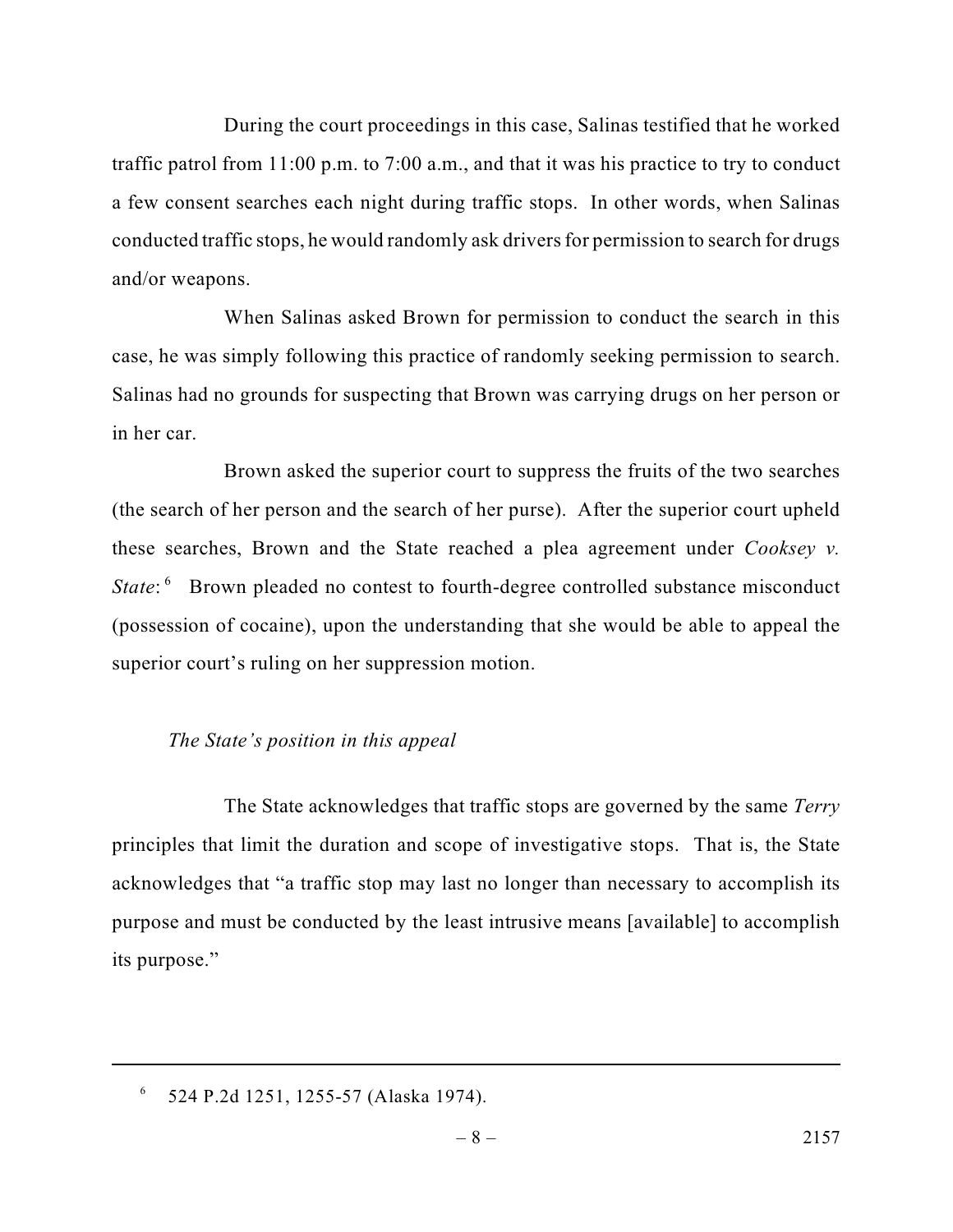During the court proceedings in this case, Salinas testified that he worked traffic patrol from 11:00 p.m. to 7:00 a.m., and that it was his practice to try to conduct a few consent searches each night during traffic stops. In other words, when Salinas conducted traffic stops, he would randomly ask drivers for permission to search for drugs and/or weapons.

When Salinas asked Brown for permission to conduct the search in this case, he was simply following this practice of randomly seeking permission to search. Salinas had no grounds for suspecting that Brown was carrying drugs on her person or in her car.

Brown asked the superior court to suppress the fruits of the two searches (the search of her person and the search of her purse). After the superior court upheld these searches, Brown and the State reached a plea agreement under *Cooksey v. State*:[6] Brown pleaded no contest to fourth-degree controlled substance misconduct (possession of cocaine), upon the understanding that she would be able to appeal the superior court's ruling on her suppression motion.

*The State's position in this appeal*

The State acknowledges that traffic stops are governed by the same *Terry* principles that limit the duration and scope of investigative stops. That is, the State acknowledges that "a traffic stop may last no longer than necessary to accomplish its purpose and must be conducted by the least intrusive means [available] to accomplish its purpose."

---

[6] 524 P.2d 1251, 1255-57 (Alaska 1974).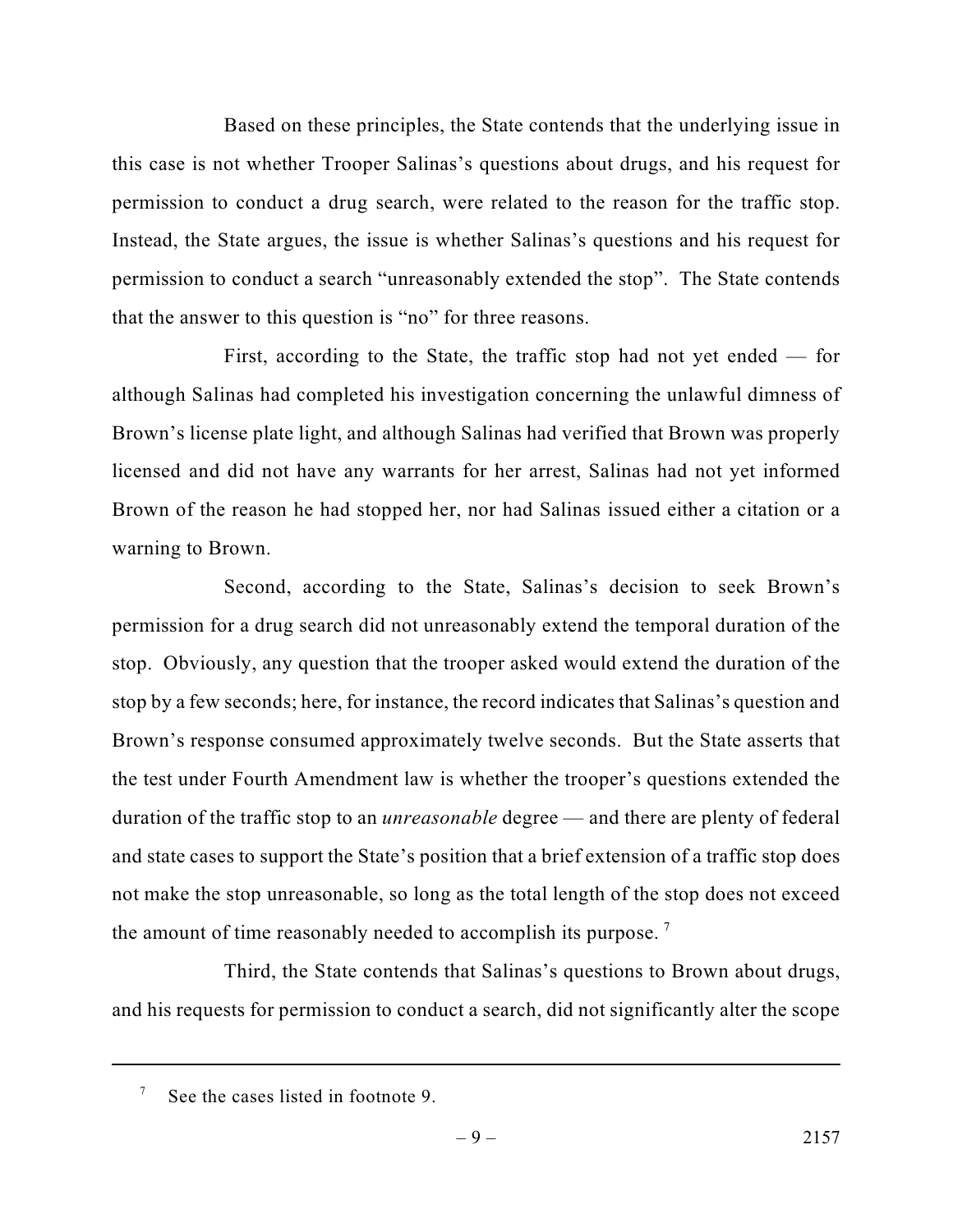Based on these principles, the State contends that the underlying issue in this case is not whether Trooper Salinas's questions about drugs, and his request for permission to conduct a drug search, were related to the reason for the traffic stop. Instead, the State argues, the issue is whether Salinas's questions and his request for permission to conduct a search "unreasonably extended the stop". The State contends that the answer to this question is "no" for three reasons.

First, according to the State, the traffic stop had not yet ended — for although Salinas had completed his investigation concerning the unlawful dimness of Brown's license plate light, and although Salinas had verified that Brown was properly licensed and did not have any warrants for her arrest, Salinas had not yet informed Brown of the reason he had stopped her, nor had Salinas issued either a citation or a warning to Brown.

Second, according to the State, Salinas's decision to seek Brown's permission for a drug search did not unreasonably extend the temporal duration of the stop. Obviously, any question that the trooper asked would extend the duration of the stop by a few seconds; here, for instance, the record indicates that Salinas's question and Brown's response consumed approximately twelve seconds. But the State asserts that the test under Fourth Amendment law is whether the trooper's questions extended the duration of the traffic stop to an *unreasonable* degree — and there are plenty of federal and state cases to support the State's position that a brief extension of a traffic stop does not make the stop unreasonable, so long as the total length of the stop does not exceed the amount of time reasonably needed to accomplish its purpose. [7]

Third, the State contends that Salinas's questions to Brown about drugs, and his requests for permission to conduct a search, did not significantly alter the scope

---

[7] See the cases listed in footnote 9.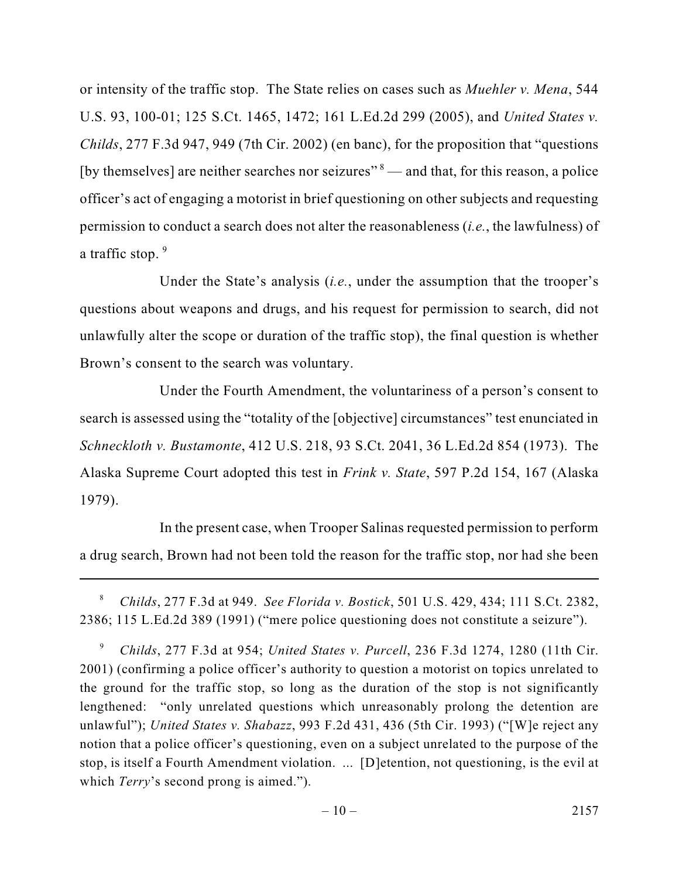or intensity of the traffic stop. The State relies on cases such as *Muehler v. Mena*, 544 U.S. 93, 100-01; 125 S.Ct. 1465, 1472; 161 L.Ed.2d 299 (2005), and *United States v. Childs*, 277 F.3d 947, 949 (7th Cir. 2002) (en banc), for the proposition that "questions [by themselves] are neither searches nor seizures" [8] — and that, for this reason, a police officer's act of engaging a motorist in brief questioning on other subjects and requesting permission to conduct a search does not alter the reasonableness (*i.e.*, the lawfulness) of a traffic stop. [9]

Under the State's analysis (*i.e.*, under the assumption that the trooper's questions about weapons and drugs, and his request for permission to search, did not unlawfully alter the scope or duration of the traffic stop), the final question is whether Brown's consent to the search was voluntary.

Under the Fourth Amendment, the voluntariness of a person's consent to search is assessed using the "totality of the [objective] circumstances" test enunciated in *Schneckloth v. Bustamonte*, 412 U.S. 218, 93 S.Ct. 2041, 36 L.Ed.2d 854 (1973). The Alaska Supreme Court adopted this test in *Frink v. State*, 597 P.2d 154, 167 (Alaska 1979).

In the present case, when Trooper Salinas requested permission to perform a drug search, Brown had not been told the reason for the traffic stop, nor had she been

---

[8] *Childs*, 277 F.3d at 949. *See Florida v. Bostick*, 501 U.S. 429, 434; 111 S.Ct. 2382, 2386; 115 L.Ed.2d 389 (1991) ("mere police questioning does not constitute a seizure").

[9] *Childs*, 277 F.3d at 954; *United States v. Purcell*, 236 F.3d 1274, 1280 (11th Cir. 2001) (confirming a police officer's authority to question a motorist on topics unrelated to the ground for the traffic stop, so long as the duration of the stop is not significantly lengthened: "only unrelated questions which unreasonably prolong the detention are unlawful"); *United States v. Shabazz*, 993 F.2d 431, 436 (5th Cir. 1993) ("[W]e reject any notion that a police officer's questioning, even on a subject unrelated to the purpose of the stop, is itself a Fourth Amendment violation. ... [D]etention, not questioning, is the evil at which *Terry*'s second prong is aimed.").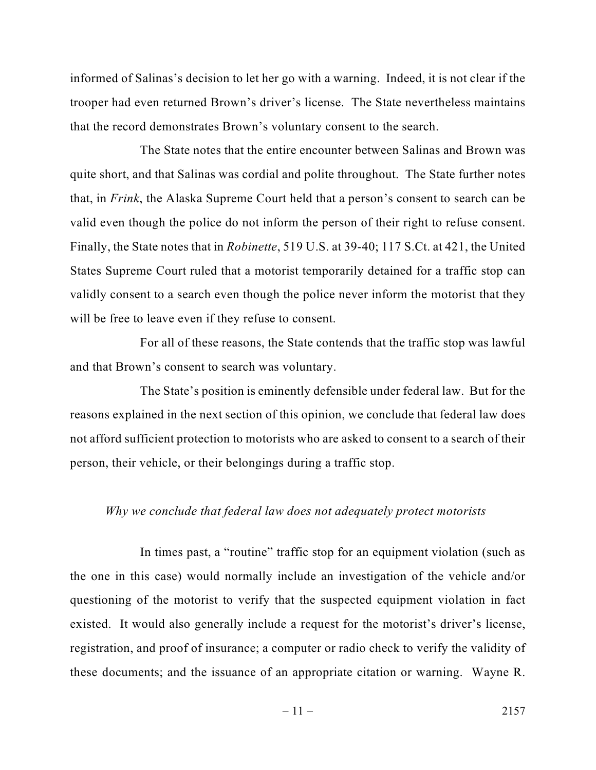informed of Salinas's decision to let her go with a warning. Indeed, it is not clear if the trooper had even returned Brown's driver's license. The State nevertheless maintains that the record demonstrates Brown's voluntary consent to the search.

The State notes that the entire encounter between Salinas and Brown was quite short, and that Salinas was cordial and polite throughout. The State further notes that, in *Frink*, the Alaska Supreme Court held that a person's consent to search can be valid even though the police do not inform the person of their right to refuse consent. Finally, the State notes that in *Robinette*, 519 U.S. at 39-40; 117 S.Ct. at 421, the United States Supreme Court ruled that a motorist temporarily detained for a traffic stop can validly consent to a search even though the police never inform the motorist that they will be free to leave even if they refuse to consent.

For all of these reasons, the State contends that the traffic stop was lawful and that Brown's consent to search was voluntary.

The State's position is eminently defensible under federal law. But for the reasons explained in the next section of this opinion, we conclude that federal law does not afford sufficient protection to motorists who are asked to consent to a search of their person, their vehicle, or their belongings during a traffic stop.

*Why we conclude that federal law does not adequately protect motorists*

In times past, a "routine" traffic stop for an equipment violation (such as the one in this case) would normally include an investigation of the vehicle and/or questioning of the motorist to verify that the suspected equipment violation in fact existed. It would also generally include a request for the motorist's driver's license, registration, and proof of insurance; a computer or radio check to verify the validity of these documents; and the issuance of an appropriate citation or warning. Wayne R.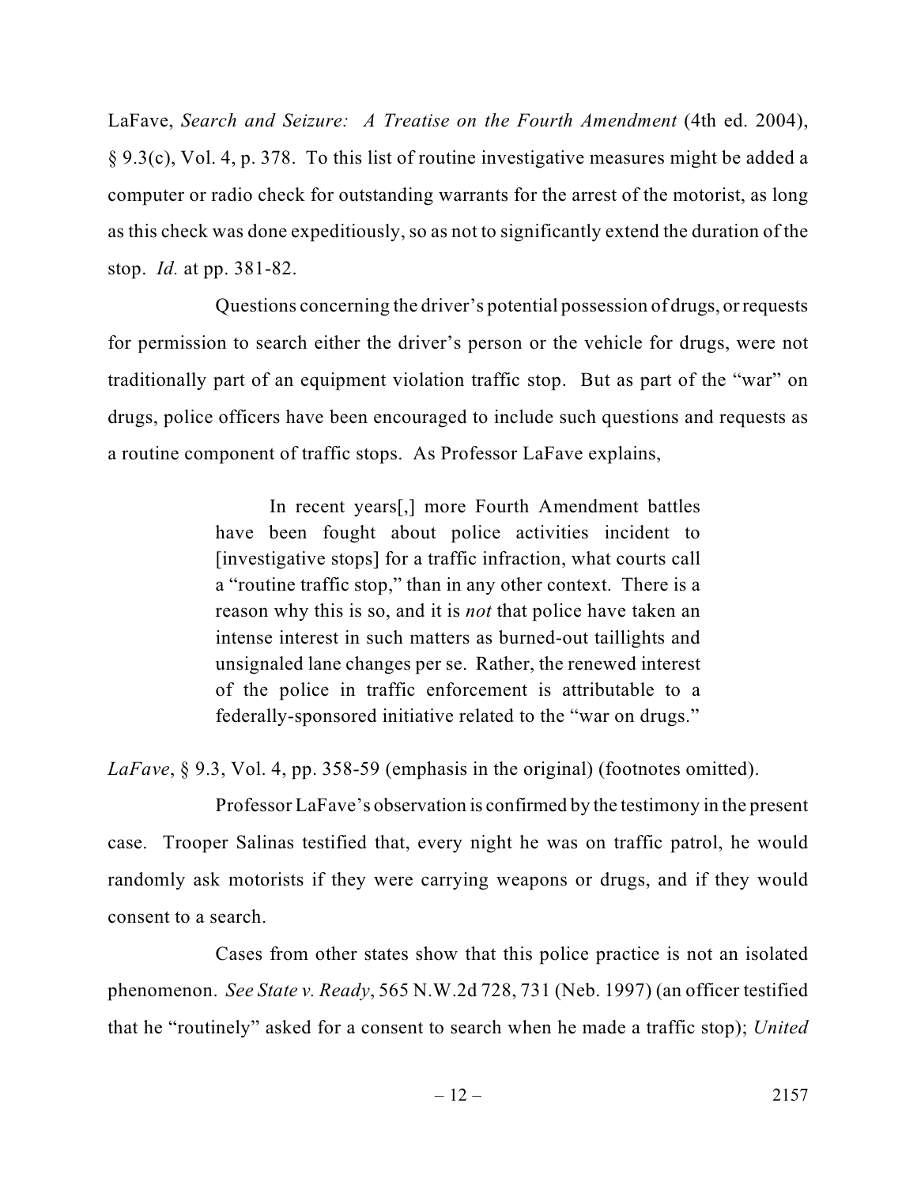LaFave, *Search and Seizure: A Treatise on the Fourth Amendment* (4th ed. 2004), § 9.3(c), Vol. 4, p. 378. To this list of routine investigative measures might be added a computer or radio check for outstanding warrants for the arrest of the motorist, as long as this check was done expeditiously, so as not to significantly extend the duration of the stop. *Id.* at pp. 381-82.

Questions concerning the driver's potential possession of drugs, or requests for permission to search either the driver's person or the vehicle for drugs, were not traditionally part of an equipment violation traffic stop. But as part of the "war" on drugs, police officers have been encouraged to include such questions and requests as a routine component of traffic stops. As Professor LaFave explains,

> In recent years[,] more Fourth Amendment battles have been fought about police activities incident to [investigative stops] for a traffic infraction, what courts call a "routine traffic stop," than in any other context. There is a reason why this is so, and it is *not* that police have taken an intense interest in such matters as burned-out taillights and unsignaled lane changes per se. Rather, the renewed interest of the police in traffic enforcement is attributable to a federally-sponsored initiative related to the "war on drugs."

*LaFave*, § 9.3, Vol. 4, pp. 358-59 (emphasis in the original) (footnotes omitted).

Professor LaFave's observation is confirmed by the testimony in the present case. Trooper Salinas testified that, every night he was on traffic patrol, he would randomly ask motorists if they were carrying weapons or drugs, and if they would consent to a search.

Cases from other states show that this police practice is not an isolated phenomenon. *See State v. Ready*, 565 N.W.2d 728, 731 (Neb. 1997) (an officer testified that he "routinely" asked for a consent to search when he made a traffic stop); *United*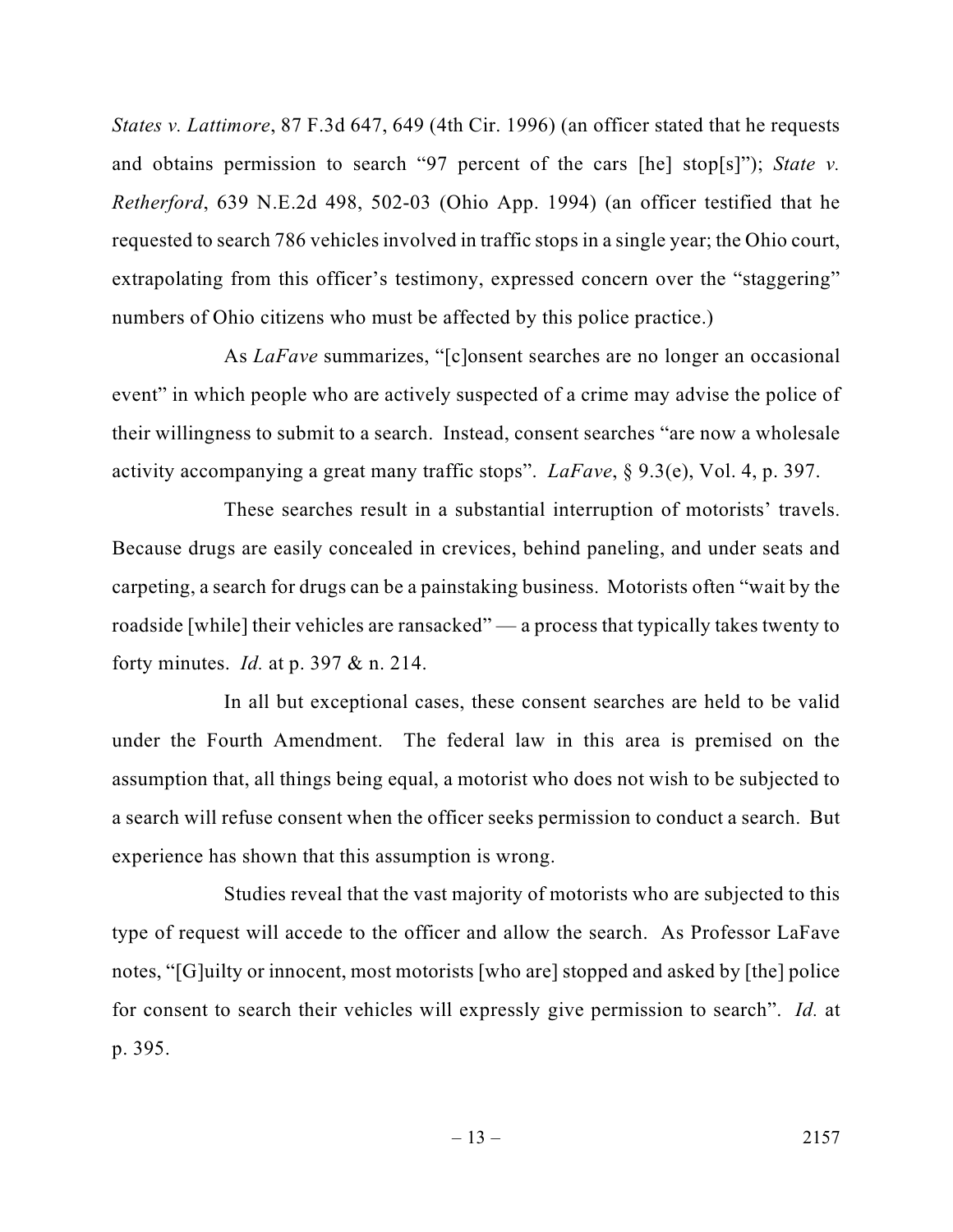*States v. Lattimore*, 87 F.3d 647, 649 (4th Cir. 1996) (an officer stated that he requests and obtains permission to search "97 percent of the cars [he] stop[s]"); *State v. Retherford*, 639 N.E.2d 498, 502-03 (Ohio App. 1994) (an officer testified that he requested to search 786 vehicles involved in traffic stops in a single year; the Ohio court, extrapolating from this officer's testimony, expressed concern over the "staggering" numbers of Ohio citizens who must be affected by this police practice.)

As *LaFave* summarizes, "[c]onsent searches are no longer an occasional event" in which people who are actively suspected of a crime may advise the police of their willingness to submit to a search. Instead, consent searches "are now a wholesale activity accompanying a great many traffic stops". *LaFave*, § 9.3(e), Vol. 4, p. 397.

These searches result in a substantial interruption of motorists' travels. Because drugs are easily concealed in crevices, behind paneling, and under seats and carpeting, a search for drugs can be a painstaking business. Motorists often "wait by the roadside [while] their vehicles are ransacked" — a process that typically takes twenty to forty minutes. *Id.* at p. 397 & n. 214.

In all but exceptional cases, these consent searches are held to be valid under the Fourth Amendment. The federal law in this area is premised on the assumption that, all things being equal, a motorist who does not wish to be subjected to a search will refuse consent when the officer seeks permission to conduct a search. But experience has shown that this assumption is wrong.

Studies reveal that the vast majority of motorists who are subjected to this type of request will accede to the officer and allow the search. As Professor LaFave notes, "[G]uilty or innocent, most motorists [who are] stopped and asked by [the] police for consent to search their vehicles will expressly give permission to search". *Id.* at p. 395.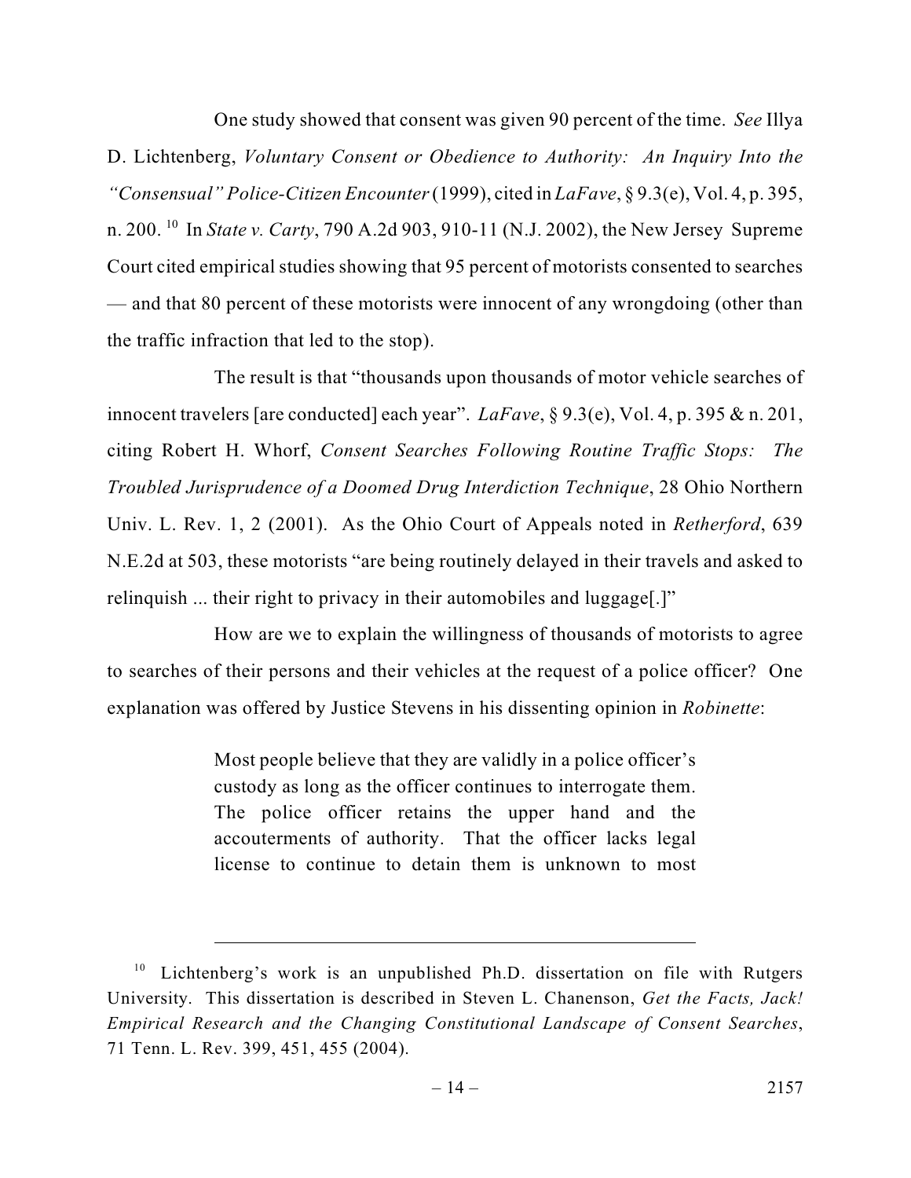One study showed that consent was given 90 percent of the time. *See* Illya D. Lichtenberg, *Voluntary Consent or Obedience to Authority: An Inquiry Into the "Consensual" Police-Citizen Encounter* (1999), cited in *LaFave*, § 9.3(e), Vol. 4, p. 395, n. 200. [10] In *State v. Carty*, 790 A.2d 903, 910-11 (N.J. 2002), the New Jersey Supreme Court cited empirical studies showing that 95 percent of motorists consented to searches — and that 80 percent of these motorists were innocent of any wrongdoing (other than the traffic infraction that led to the stop).

The result is that "thousands upon thousands of motor vehicle searches of innocent travelers [are conducted] each year". *LaFave*, § 9.3(e), Vol. 4, p. 395 & n. 201, citing Robert H. Whorf, *Consent Searches Following Routine Traffic Stops: The Troubled Jurisprudence of a Doomed Drug Interdiction Technique*, 28 Ohio Northern Univ. L. Rev. 1, 2 (2001). As the Ohio Court of Appeals noted in *Retherford*, 639 N.E.2d at 503, these motorists "are being routinely delayed in their travels and asked to relinquish ... their right to privacy in their automobiles and luggage[.]"

How are we to explain the willingness of thousands of motorists to agree to searches of their persons and their vehicles at the request of a police officer? One explanation was offered by Justice Stevens in his dissenting opinion in *Robinette*:

> Most people believe that they are validly in a police officer's custody as long as the officer continues to interrogate them. The police officer retains the upper hand and the accouterments of authority. That the officer lacks legal license to continue to detain them is unknown to most

---

[10] Lichtenberg's work is an unpublished Ph.D. dissertation on file with Rutgers University. This dissertation is described in Steven L. Chanenson, *Get the Facts, Jack! Empirical Research and the Changing Constitutional Landscape of Consent Searches*, 71 Tenn. L. Rev. 399, 451, 455 (2004).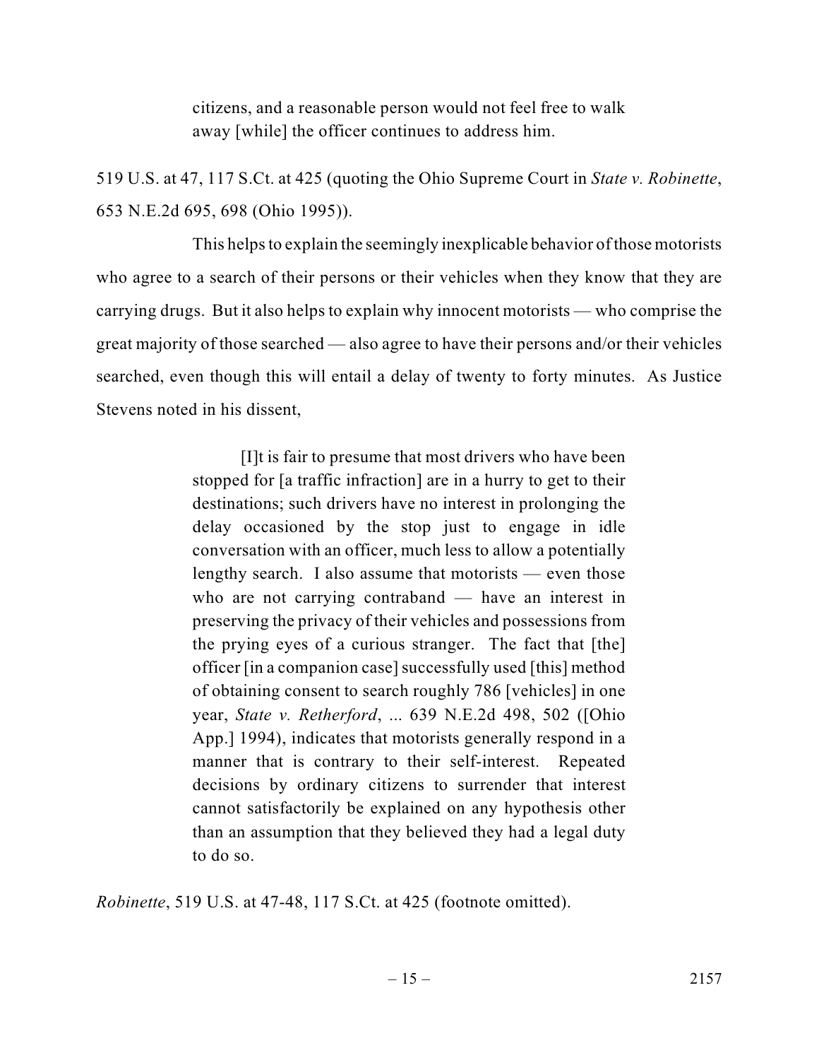> citizens, and a reasonable person would not feel free to walk away [while] the officer continues to address him.

519 U.S. at 47, 117 S.Ct. at 425 (quoting the Ohio Supreme Court in *State v. Robinette*, 653 N.E.2d 695, 698 (Ohio 1995)).

This helps to explain the seemingly inexplicable behavior of those motorists who agree to a search of their persons or their vehicles when they know that they are carrying drugs. But it also helps to explain why innocent motorists — who comprise the great majority of those searched — also agree to have their persons and/or their vehicles searched, even though this will entail a delay of twenty to forty minutes. As Justice Stevens noted in his dissent,

> [I]t is fair to presume that most drivers who have been stopped for [a traffic infraction] are in a hurry to get to their destinations; such drivers have no interest in prolonging the delay occasioned by the stop just to engage in idle conversation with an officer, much less to allow a potentially lengthy search. I also assume that motorists — even those who are not carrying contraband — have an interest in preserving the privacy of their vehicles and possessions from the prying eyes of a curious stranger. The fact that [the] officer [in a companion case] successfully used [this] method of obtaining consent to search roughly 786 [vehicles] in one year, *State v. Retherford*, ... 639 N.E.2d 498, 502 ([Ohio App.] 1994), indicates that motorists generally respond in a manner that is contrary to their self-interest. Repeated decisions by ordinary citizens to surrender that interest cannot satisfactorily be explained on any hypothesis other than an assumption that they believed they had a legal duty to do so.

*Robinette*, 519 U.S. at 47-48, 117 S.Ct. at 425 (footnote omitted).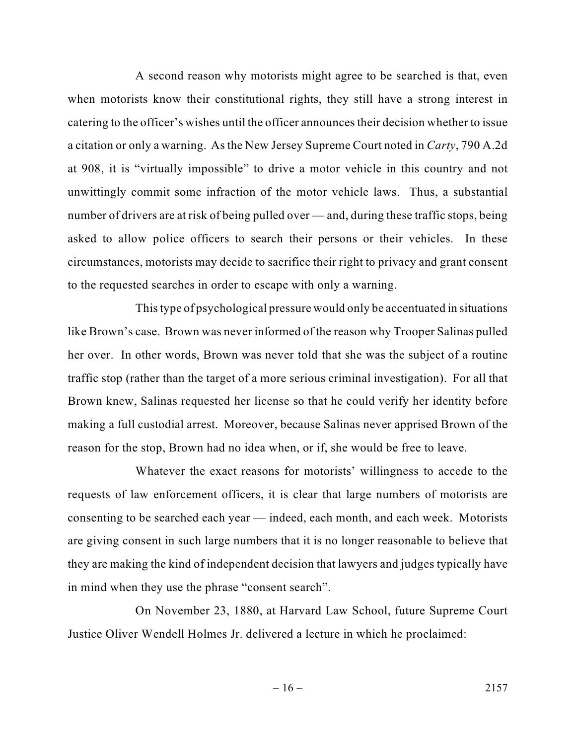A second reason why motorists might agree to be searched is that, even when motorists know their constitutional rights, they still have a strong interest in catering to the officer's wishes until the officer announces their decision whether to issue a citation or only a warning. As the New Jersey Supreme Court noted in *Carty*, 790 A.2d at 908, it is "virtually impossible" to drive a motor vehicle in this country and not unwittingly commit some infraction of the motor vehicle laws. Thus, a substantial number of drivers are at risk of being pulled over — and, during these traffic stops, being asked to allow police officers to search their persons or their vehicles. In these circumstances, motorists may decide to sacrifice their right to privacy and grant consent to the requested searches in order to escape with only a warning.

This type of psychological pressure would only be accentuated in situations like Brown's case. Brown was never informed of the reason why Trooper Salinas pulled her over. In other words, Brown was never told that she was the subject of a routine traffic stop (rather than the target of a more serious criminal investigation). For all that Brown knew, Salinas requested her license so that he could verify her identity before making a full custodial arrest. Moreover, because Salinas never apprised Brown of the reason for the stop, Brown had no idea when, or if, she would be free to leave.

Whatever the exact reasons for motorists' willingness to accede to the requests of law enforcement officers, it is clear that large numbers of motorists are consenting to be searched each year — indeed, each month, and each week. Motorists are giving consent in such large numbers that it is no longer reasonable to believe that they are making the kind of independent decision that lawyers and judges typically have in mind when they use the phrase "consent search".

On November 23, 1880, at Harvard Law School, future Supreme Court Justice Oliver Wendell Holmes Jr. delivered a lecture in which he proclaimed: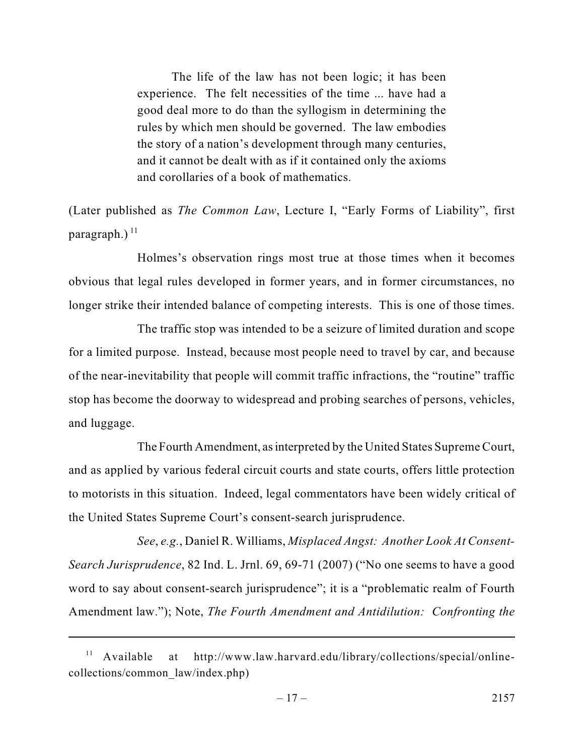> The life of the law has not been logic; it has been experience. The felt necessities of the time ... have had a good deal more to do than the syllogism in determining the rules by which men should be governed. The law embodies the story of a nation's development through many centuries, and it cannot be dealt with as if it contained only the axioms and corollaries of a book of mathematics.

(Later published as *The Common Law*, Lecture I, "Early Forms of Liability", first paragraph.) [11]

Holmes's observation rings most true at those times when it becomes obvious that legal rules developed in former years, and in former circumstances, no longer strike their intended balance of competing interests. This is one of those times.

The traffic stop was intended to be a seizure of limited duration and scope for a limited purpose. Instead, because most people need to travel by car, and because of the near-inevitability that people will commit traffic infractions, the "routine" traffic stop has become the doorway to widespread and probing searches of persons, vehicles, and luggage.

The Fourth Amendment, as interpreted by the United States Supreme Court, and as applied by various federal circuit courts and state courts, offers little protection to motorists in this situation. Indeed, legal commentators have been widely critical of the United States Supreme Court's consent-search jurisprudence.

*See*, *e.g.*, Daniel R. Williams, *Misplaced Angst: Another Look At Consent-Search Jurisprudence*, 82 Ind. L. Jrnl. 69, 69-71 (2007) ("No one seems to have a good word to say about consent-search jurisprudence"; it is a "problematic realm of Fourth Amendment law."); Note, *The Fourth Amendment and Antidilution: Confronting the*

---

[11] Available at http://www.law.harvard.edu/library/collections/special/online-collections/common_law/index.php)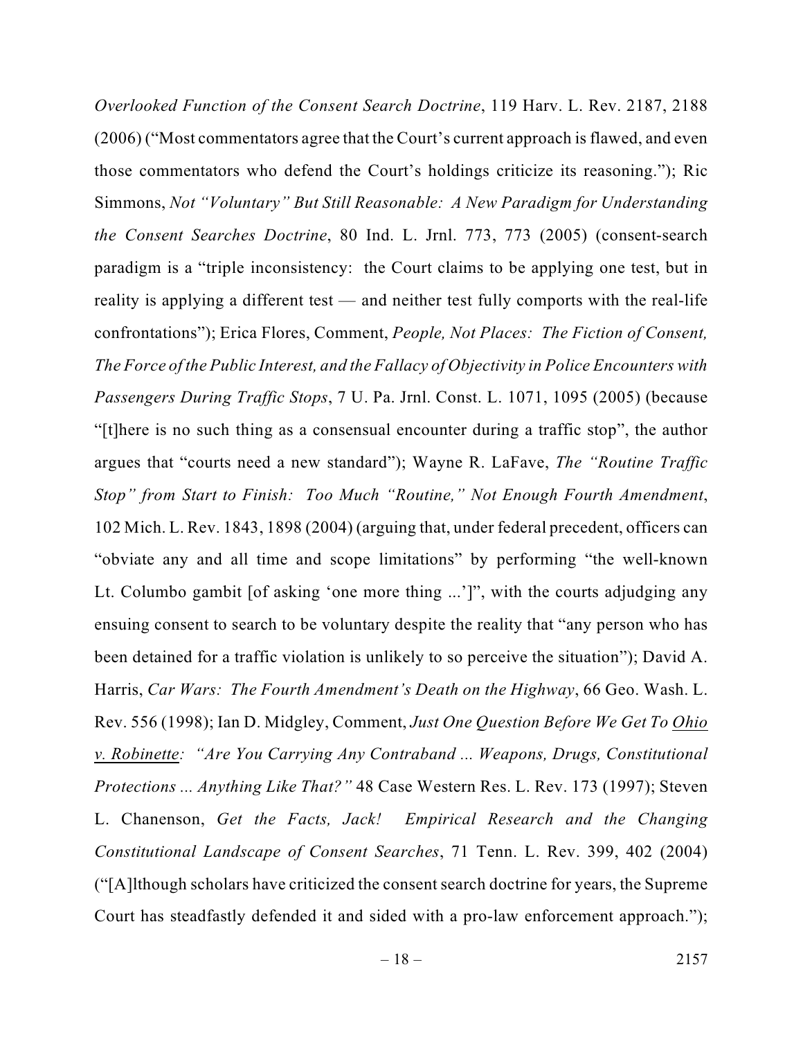*Overlooked Function of the Consent Search Doctrine*, 119 Harv. L. Rev. 2187, 2188 (2006) ("Most commentators agree that the Court's current approach is flawed, and even those commentators who defend the Court's holdings criticize its reasoning."); Ric Simmons, *Not "Voluntary" But Still Reasonable: A New Paradigm for Understanding the Consent Searches Doctrine*, 80 Ind. L. Jrnl. 773, 773 (2005) (consent-search paradigm is a "triple inconsistency: the Court claims to be applying one test, but in reality is applying a different test — and neither test fully comports with the real-life confrontations"); Erica Flores, Comment, *People, Not Places: The Fiction of Consent, The Force of the Public Interest, and the Fallacy of Objectivity in Police Encounters with Passengers During Traffic Stops*, 7 U. Pa. Jrnl. Const. L. 1071, 1095 (2005) (because "[t]here is no such thing as a consensual encounter during a traffic stop", the author argues that "courts need a new standard"); Wayne R. LaFave, *The "Routine Traffic Stop" from Start to Finish: Too Much "Routine," Not Enough Fourth Amendment*, 102 Mich. L. Rev. 1843, 1898 (2004) (arguing that, under federal precedent, officers can "obviate any and all time and scope limitations" by performing "the well-known Lt. Columbo gambit [of asking 'one more thing ...']", with the courts adjudging any ensuing consent to search to be voluntary despite the reality that "any person who has been detained for a traffic violation is unlikely to so perceive the situation"); David A. Harris, *Car Wars: The Fourth Amendment's Death on the Highway*, 66 Geo. Wash. L. Rev. 556 (1998); Ian D. Midgley, Comment, *Just One Question Before We Get To Ohio v. Robinette: "Are You Carrying Any Contraband ... Weapons, Drugs, Constitutional Protections ... Anything Like That?"* 48 Case Western Res. L. Rev. 173 (1997); Steven L. Chanenson, *Get the Facts, Jack! Empirical Research and the Changing Constitutional Landscape of Consent Searches*, 71 Tenn. L. Rev. 399, 402 (2004) ("[A]lthough scholars have criticized the consent search doctrine for years, the Supreme Court has steadfastly defended it and sided with a pro-law enforcement approach.");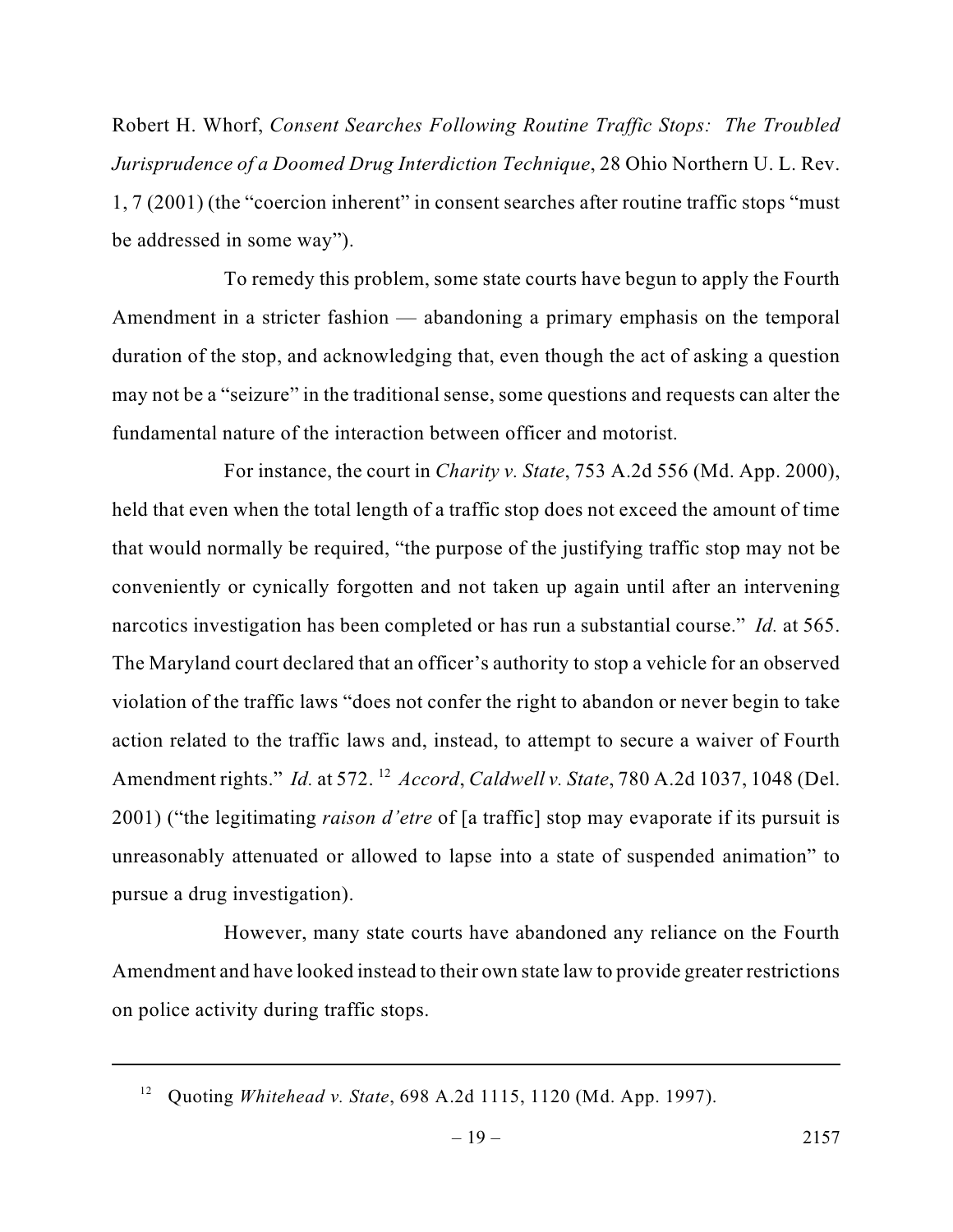Robert H. Whorf, *Consent Searches Following Routine Traffic Stops: The Troubled Jurisprudence of a Doomed Drug Interdiction Technique*, 28 Ohio Northern U. L. Rev. 1, 7 (2001) (the "coercion inherent" in consent searches after routine traffic stops "must be addressed in some way").

To remedy this problem, some state courts have begun to apply the Fourth Amendment in a stricter fashion — abandoning a primary emphasis on the temporal duration of the stop, and acknowledging that, even though the act of asking a question may not be a "seizure" in the traditional sense, some questions and requests can alter the fundamental nature of the interaction between officer and motorist.

For instance, the court in *Charity v. State*, 753 A.2d 556 (Md. App. 2000), held that even when the total length of a traffic stop does not exceed the amount of time that would normally be required, "the purpose of the justifying traffic stop may not be conveniently or cynically forgotten and not taken up again until after an intervening narcotics investigation has been completed or has run a substantial course." *Id.* at 565. The Maryland court declared that an officer's authority to stop a vehicle for an observed violation of the traffic laws "does not confer the right to abandon or never begin to take action related to the traffic laws and, instead, to attempt to secure a waiver of Fourth Amendment rights." *Id.* at 572. [12] *Accord*, *Caldwell v. State*, 780 A.2d 1037, 1048 (Del. 2001) ("the legitimating *raison d'etre* of [a traffic] stop may evaporate if its pursuit is unreasonably attenuated or allowed to lapse into a state of suspended animation" to pursue a drug investigation).

However, many state courts have abandoned any reliance on the Fourth Amendment and have looked instead to their own state law to provide greater restrictions on police activity during traffic stops.

---

[12] Quoting *Whitehead v. State*, 698 A.2d 1115, 1120 (Md. App. 1997).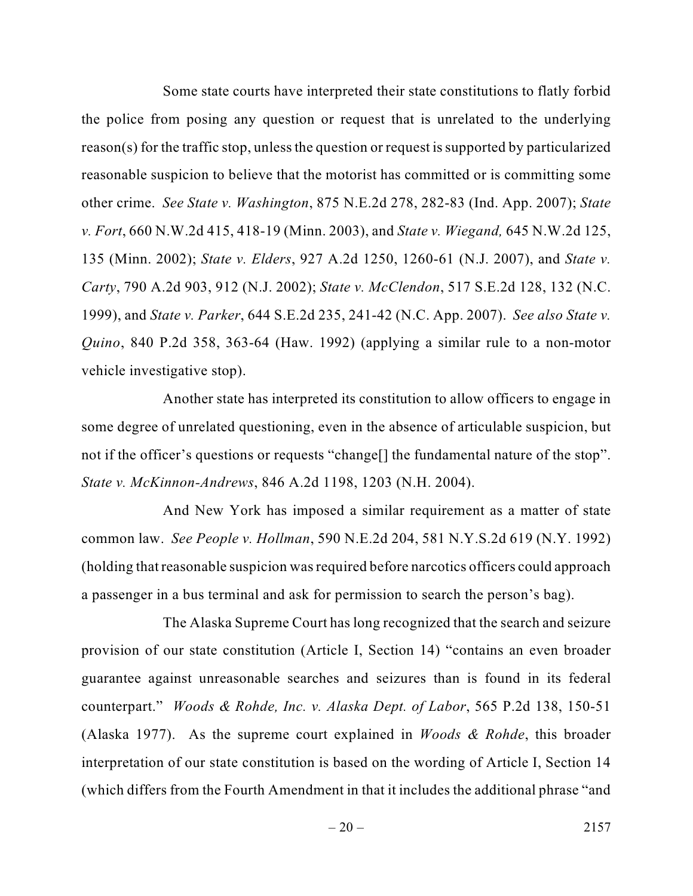Some state courts have interpreted their state constitutions to flatly forbid the police from posing any question or request that is unrelated to the underlying reason(s) for the traffic stop, unless the question or request is supported by particularized reasonable suspicion to believe that the motorist has committed or is committing some other crime. *See State v. Washington*, 875 N.E.2d 278, 282-83 (Ind. App. 2007); *State v. Fort*, 660 N.W.2d 415, 418-19 (Minn. 2003), and *State v. Wiegand,* 645 N.W.2d 125, 135 (Minn. 2002); *State v. Elders*, 927 A.2d 1250, 1260-61 (N.J. 2007), and *State v. Carty*, 790 A.2d 903, 912 (N.J. 2002); *State v. McClendon*, 517 S.E.2d 128, 132 (N.C. 1999), and *State v. Parker*, 644 S.E.2d 235, 241-42 (N.C. App. 2007). *See also State v. Quino*, 840 P.2d 358, 363-64 (Haw. 1992) (applying a similar rule to a non-motor vehicle investigative stop).

Another state has interpreted its constitution to allow officers to engage in some degree of unrelated questioning, even in the absence of articulable suspicion, but not if the officer's questions or requests "change[] the fundamental nature of the stop". *State v. McKinnon-Andrews*, 846 A.2d 1198, 1203 (N.H. 2004).

And New York has imposed a similar requirement as a matter of state common law. *See People v. Hollman*, 590 N.E.2d 204, 581 N.Y.S.2d 619 (N.Y. 1992) (holding that reasonable suspicion was required before narcotics officers could approach a passenger in a bus terminal and ask for permission to search the person's bag).

The Alaska Supreme Court has long recognized that the search and seizure provision of our state constitution (Article I, Section 14) "contains an even broader guarantee against unreasonable searches and seizures than is found in its federal counterpart." *Woods & Rohde, Inc. v. Alaska Dept. of Labor*, 565 P.2d 138, 150-51 (Alaska 1977). As the supreme court explained in *Woods & Rohde*, this broader interpretation of our state constitution is based on the wording of Article I, Section 14 (which differs from the Fourth Amendment in that it includes the additional phrase "and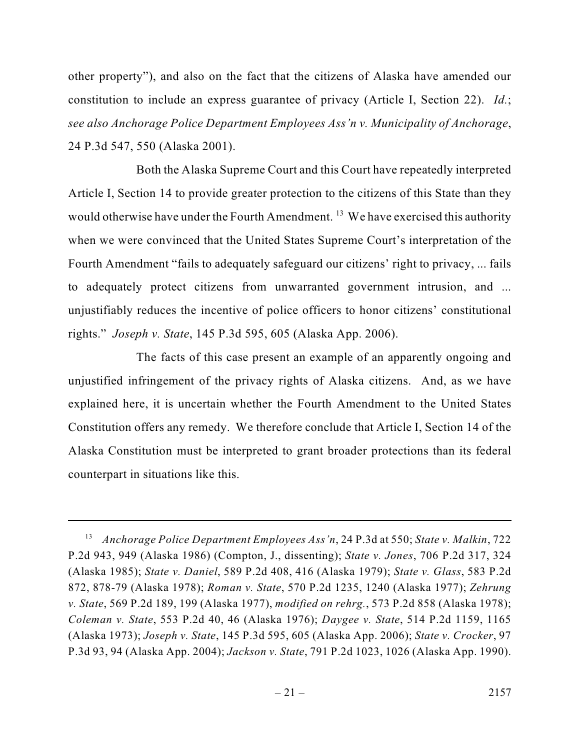other property"), and also on the fact that the citizens of Alaska have amended our constitution to include an express guarantee of privacy (Article I, Section 22). *Id.*; *see also Anchorage Police Department Employees Ass'n v. Municipality of Anchorage*, 24 P.3d 547, 550 (Alaska 2001).

Both the Alaska Supreme Court and this Court have repeatedly interpreted Article I, Section 14 to provide greater protection to the citizens of this State than they would otherwise have under the Fourth Amendment. [13] We have exercised this authority when we were convinced that the United States Supreme Court's interpretation of the Fourth Amendment "fails to adequately safeguard our citizens' right to privacy, ... fails to adequately protect citizens from unwarranted government intrusion, and ... unjustifiably reduces the incentive of police officers to honor citizens' constitutional rights." *Joseph v. State*, 145 P.3d 595, 605 (Alaska App. 2006).

The facts of this case present an example of an apparently ongoing and unjustified infringement of the privacy rights of Alaska citizens. And, as we have explained here, it is uncertain whether the Fourth Amendment to the United States Constitution offers any remedy. We therefore conclude that Article I, Section 14 of the Alaska Constitution must be interpreted to grant broader protections than its federal counterpart in situations like this.

---

[13] *Anchorage Police Department Employees Ass'n*, 24 P.3d at 550; *State v. Malkin*, 722 P.2d 943, 949 (Alaska 1986) (Compton, J., dissenting); *State v. Jones*, 706 P.2d 317, 324 (Alaska 1985); *State v. Daniel*, 589 P.2d 408, 416 (Alaska 1979); *State v. Glass*, 583 P.2d 872, 878-79 (Alaska 1978); *Roman v. State*, 570 P.2d 1235, 1240 (Alaska 1977); *Zehrung v. State*, 569 P.2d 189, 199 (Alaska 1977), *modified on rehrg.*, 573 P.2d 858 (Alaska 1978); *Coleman v. State*, 553 P.2d 40, 46 (Alaska 1976); *Daygee v. State*, 514 P.2d 1159, 1165 (Alaska 1973); *Joseph v. State*, 145 P.3d 595, 605 (Alaska App. 2006); *State v. Crocker*, 97 P.3d 93, 94 (Alaska App. 2004); *Jackson v. State*, 791 P.2d 1023, 1026 (Alaska App. 1990).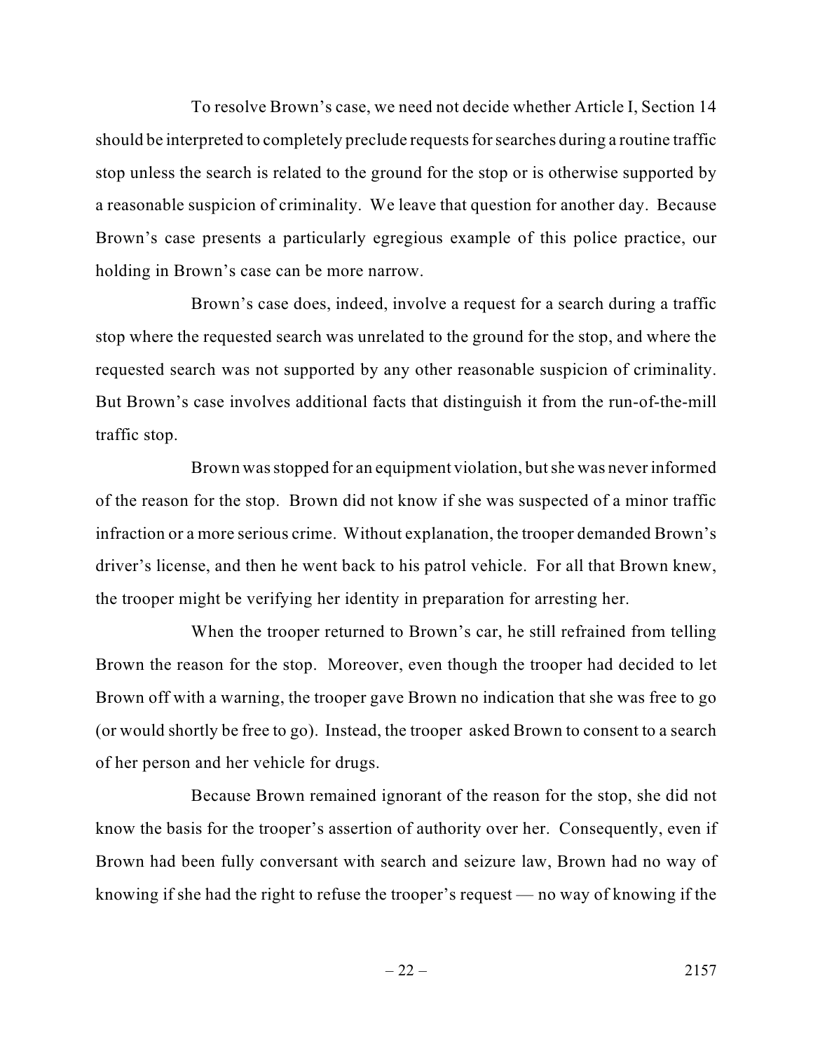To resolve Brown's case, we need not decide whether Article I, Section 14 should be interpreted to completely preclude requests for searches during a routine traffic stop unless the search is related to the ground for the stop or is otherwise supported by a reasonable suspicion of criminality. We leave that question for another day. Because Brown's case presents a particularly egregious example of this police practice, our holding in Brown's case can be more narrow.

Brown's case does, indeed, involve a request for a search during a traffic stop where the requested search was unrelated to the ground for the stop, and where the requested search was not supported by any other reasonable suspicion of criminality. But Brown's case involves additional facts that distinguish it from the run-of-the-mill traffic stop.

Brown was stopped for an equipment violation, but she was never informed of the reason for the stop. Brown did not know if she was suspected of a minor traffic infraction or a more serious crime. Without explanation, the trooper demanded Brown's driver's license, and then he went back to his patrol vehicle. For all that Brown knew, the trooper might be verifying her identity in preparation for arresting her.

When the trooper returned to Brown's car, he still refrained from telling Brown the reason for the stop. Moreover, even though the trooper had decided to let Brown off with a warning, the trooper gave Brown no indication that she was free to go (or would shortly be free to go). Instead, the trooper asked Brown to consent to a search of her person and her vehicle for drugs.

Because Brown remained ignorant of the reason for the stop, she did not know the basis for the trooper's assertion of authority over her. Consequently, even if Brown had been fully conversant with search and seizure law, Brown had no way of knowing if she had the right to refuse the trooper's request — no way of knowing if the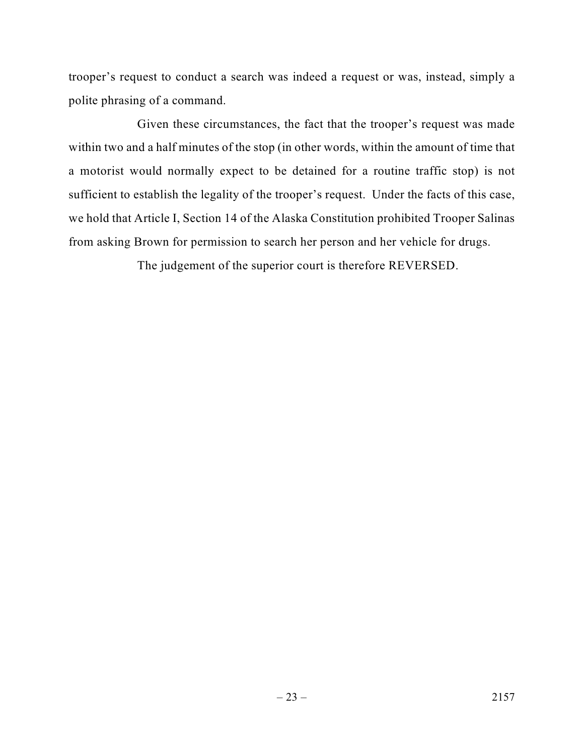trooper's request to conduct a search was indeed a request or was, instead, simply a polite phrasing of a command.

Given these circumstances, the fact that the trooper's request was made within two and a half minutes of the stop (in other words, within the amount of time that a motorist would normally expect to be detained for a routine traffic stop) is not sufficient to establish the legality of the trooper's request. Under the facts of this case, we hold that Article I, Section 14 of the Alaska Constitution prohibited Trooper Salinas from asking Brown for permission to search her person and her vehicle for drugs.

The judgement of the superior court is therefore REVERSED.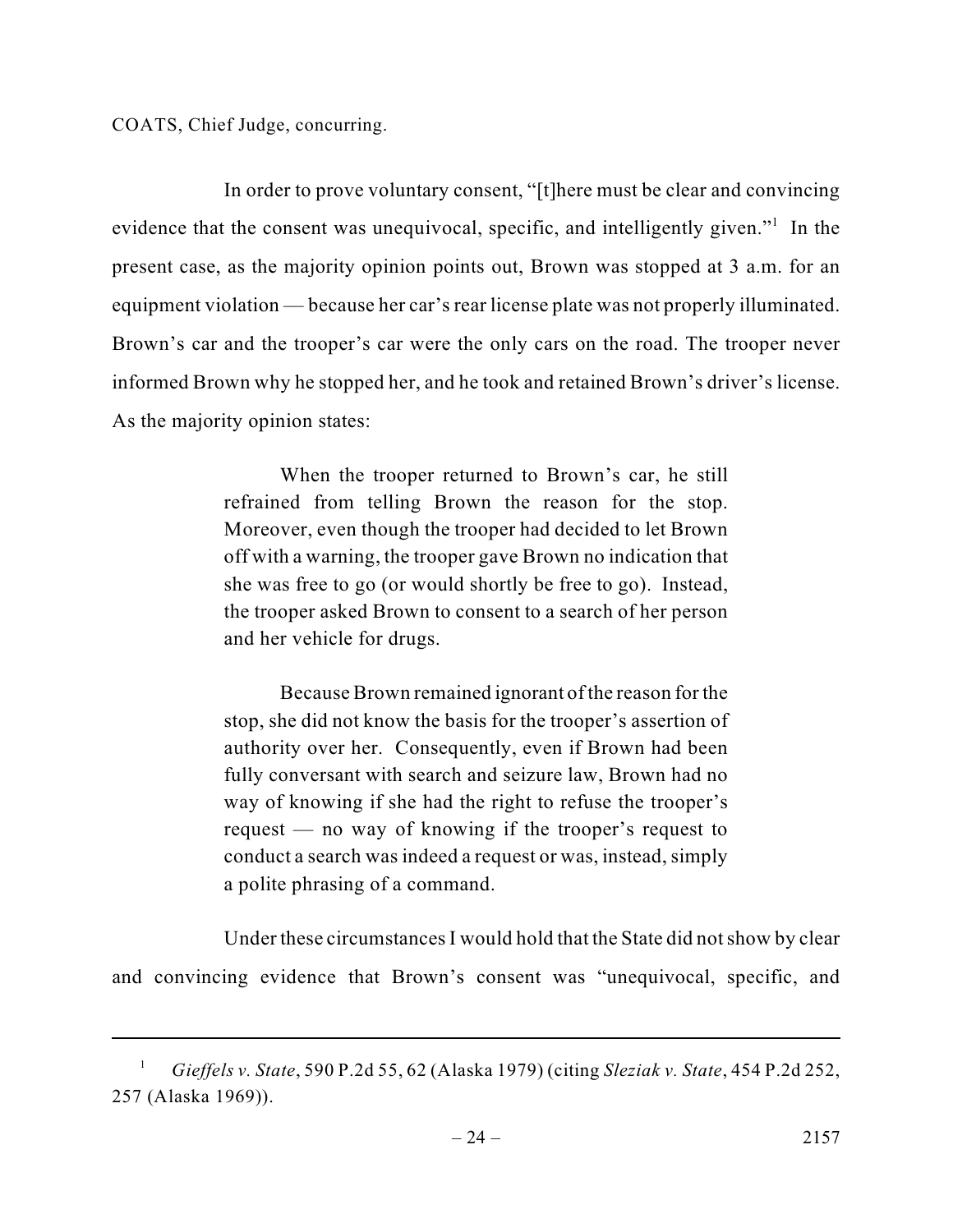COATS, Chief Judge, concurring.

In order to prove voluntary consent, "[t]here must be clear and convincing evidence that the consent was unequivocal, specific, and intelligently given."[1] In the present case, as the majority opinion points out, Brown was stopped at 3 a.m. for an equipment violation — because her car's rear license plate was not properly illuminated. Brown's car and the trooper's car were the only cars on the road. The trooper never informed Brown why he stopped her, and he took and retained Brown's driver's license. As the majority opinion states:

> When the trooper returned to Brown's car, he still refrained from telling Brown the reason for the stop. Moreover, even though the trooper had decided to let Brown off with a warning, the trooper gave Brown no indication that she was free to go (or would shortly be free to go). Instead, the trooper asked Brown to consent to a search of her person and her vehicle for drugs.
>
> Because Brown remained ignorant of the reason for the stop, she did not know the basis for the trooper's assertion of authority over her. Consequently, even if Brown had been fully conversant with search and seizure law, Brown had no way of knowing if she had the right to refuse the trooper's request — no way of knowing if the trooper's request to conduct a search was indeed a request or was, instead, simply a polite phrasing of a command.

Under these circumstances I would hold that the State did not show by clear and convincing evidence that Brown's consent was "unequivocal, specific, and

---

[1] *Gieffels v. State*, 590 P.2d 55, 62 (Alaska 1979) (citing *Sleziak v. State*, 454 P.2d 252, 257 (Alaska 1969)).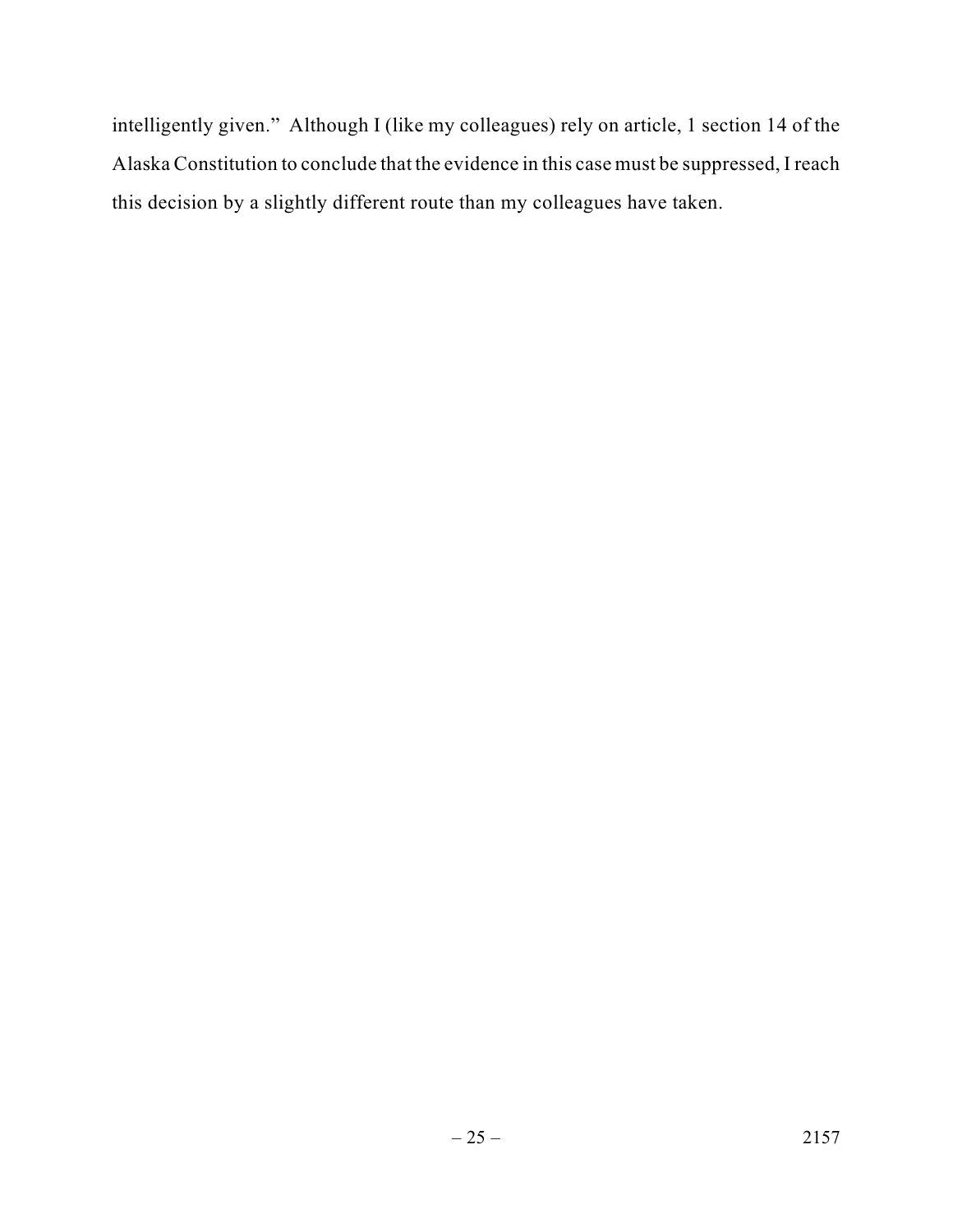intelligently given." Although I (like my colleagues) rely on article, 1 section 14 of the Alaska Constitution to conclude that the evidence in this case must be suppressed, I reach this decision by a slightly different route than my colleagues have taken.